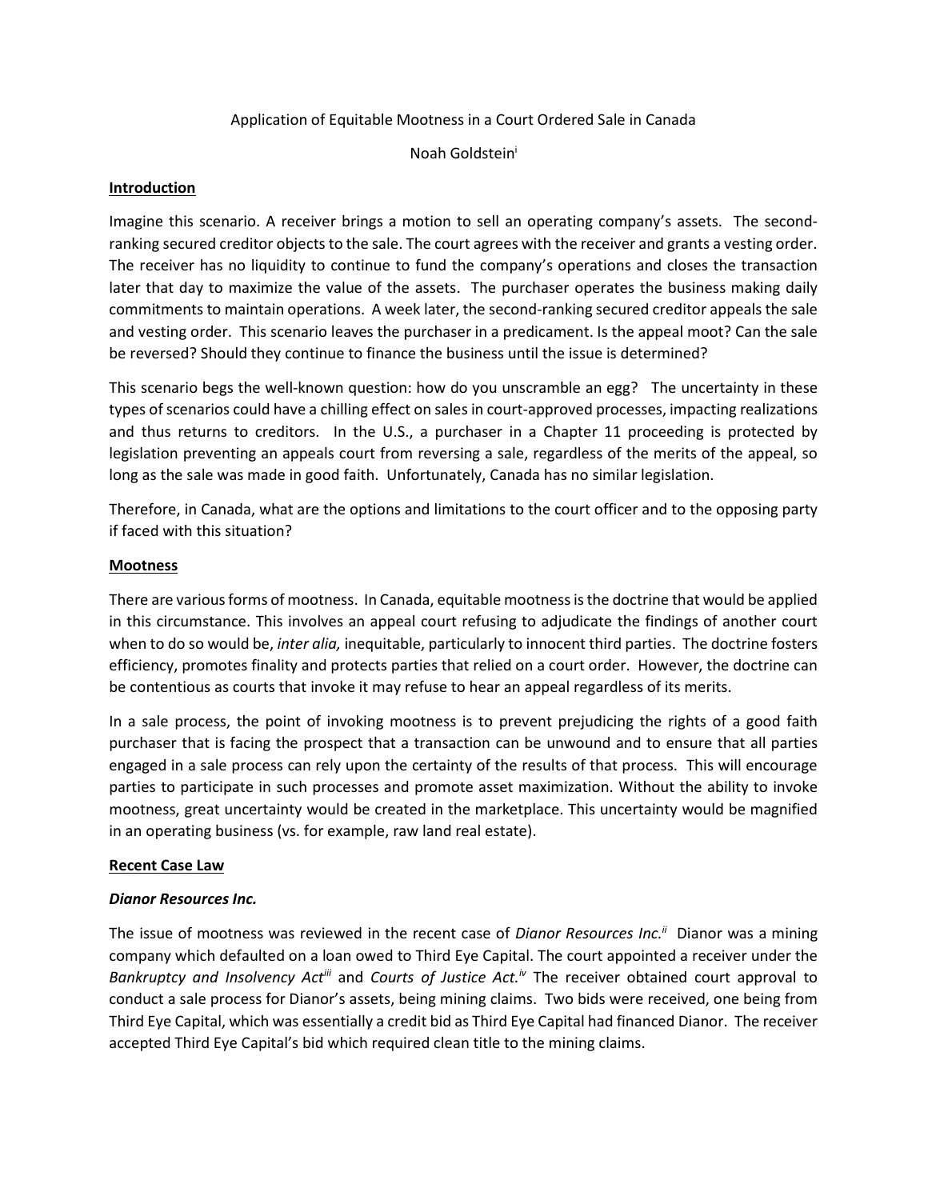Application of Equitable Mootness in a Court Ordered Sale in Canada

Noah Goldstein[i]

**Introduction**

Imagine this scenario. A receiver brings a motion to sell an operating company's assets. The second-ranking secured creditor objects to the sale. The court agrees with the receiver and grants a vesting order. The receiver has no liquidity to continue to fund the company's operations and closes the transaction later that day to maximize the value of the assets. The purchaser operates the business making daily commitments to maintain operations. A week later, the second-ranking secured creditor appeals the sale and vesting order. This scenario leaves the purchaser in a predicament. Is the appeal moot? Can the sale be reversed? Should they continue to finance the business until the issue is determined?

This scenario begs the well-known question: how do you unscramble an egg? The uncertainty in these types of scenarios could have a chilling effect on sales in court-approved processes, impacting realizations and thus returns to creditors. In the U.S., a purchaser in a Chapter 11 proceeding is protected by legislation preventing an appeals court from reversing a sale, regardless of the merits of the appeal, so long as the sale was made in good faith. Unfortunately, Canada has no similar legislation.

Therefore, in Canada, what are the options and limitations to the court officer and to the opposing party if faced with this situation?

**Mootness**

There are various forms of mootness. In Canada, equitable mootness is the doctrine that would be applied in this circumstance. This involves an appeal court refusing to adjudicate the findings of another court when to do so would be, *inter alia,* inequitable, particularly to innocent third parties. The doctrine fosters efficiency, promotes finality and protects parties that relied on a court order. However, the doctrine can be contentious as courts that invoke it may refuse to hear an appeal regardless of its merits.

In a sale process, the point of invoking mootness is to prevent prejudicing the rights of a good faith purchaser that is facing the prospect that a transaction can be unwound and to ensure that all parties engaged in a sale process can rely upon the certainty of the results of that process. This will encourage parties to participate in such processes and promote asset maximization. Without the ability to invoke mootness, great uncertainty would be created in the marketplace. This uncertainty would be magnified in an operating business (vs. for example, raw land real estate).

**Recent Case Law**

***Dianor Resources Inc.***

The issue of mootness was reviewed in the recent case of *Dianor Resources Inc.*[ii] Dianor was a mining company which defaulted on a loan owed to Third Eye Capital. The court appointed a receiver under the *Bankruptcy and Insolvency Act*[iii] and *Courts of Justice Act.*[iv] The receiver obtained court approval to conduct a sale process for Dianor's assets, being mining claims. Two bids were received, one being from Third Eye Capital, which was essentially a credit bid as Third Eye Capital had financed Dianor. The receiver accepted Third Eye Capital's bid which required clean title to the mining claims.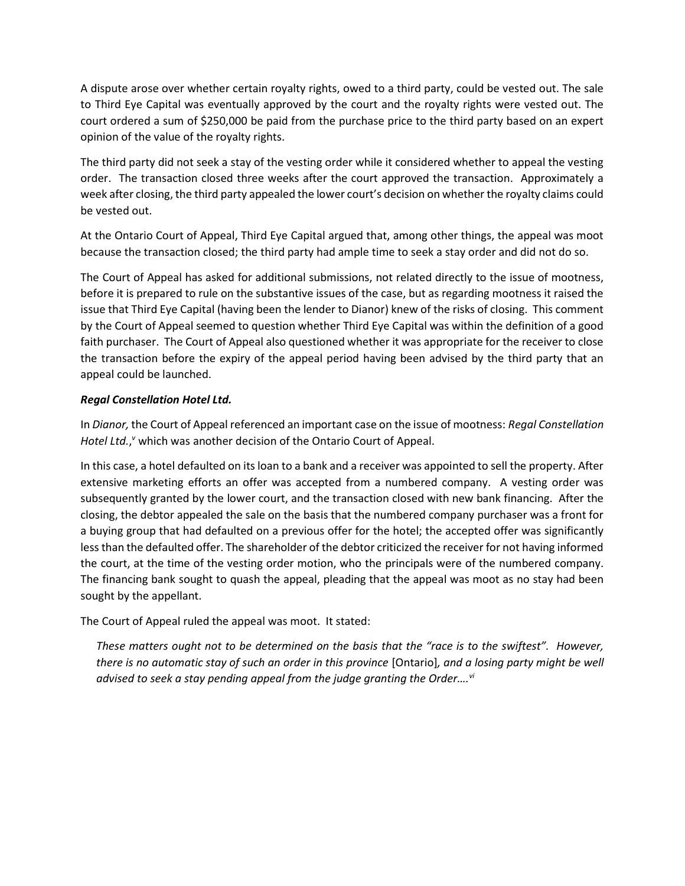A dispute arose over whether certain royalty rights, owed to a third party, could be vested out. The sale to Third Eye Capital was eventually approved by the court and the royalty rights were vested out. The court ordered a sum of $250,000 be paid from the purchase price to the third party based on an expert opinion of the value of the royalty rights.

The third party did not seek a stay of the vesting order while it considered whether to appeal the vesting order. The transaction closed three weeks after the court approved the transaction. Approximately a week after closing, the third party appealed the lower court's decision on whether the royalty claims could be vested out.

At the Ontario Court of Appeal, Third Eye Capital argued that, among other things, the appeal was moot because the transaction closed; the third party had ample time to seek a stay order and did not do so.

The Court of Appeal has asked for additional submissions, not related directly to the issue of mootness, before it is prepared to rule on the substantive issues of the case, but as regarding mootness it raised the issue that Third Eye Capital (having been the lender to Dianor) knew of the risks of closing. This comment by the Court of Appeal seemed to question whether Third Eye Capital was within the definition of a good faith purchaser. The Court of Appeal also questioned whether it was appropriate for the receiver to close the transaction before the expiry of the appeal period having been advised by the third party that an appeal could be launched.

### *Regal Constellation Hotel Ltd.*

In *Dianor,* the Court of Appeal referenced an important case on the issue of mootness: *Regal Constellation Hotel Ltd.*,[v] which was another decision of the Ontario Court of Appeal.

In this case, a hotel defaulted on its loan to a bank and a receiver was appointed to sell the property. After extensive marketing efforts an offer was accepted from a numbered company. A vesting order was subsequently granted by the lower court, and the transaction closed with new bank financing. After the closing, the debtor appealed the sale on the basis that the numbered company purchaser was a front for a buying group that had defaulted on a previous offer for the hotel; the accepted offer was significantly less than the defaulted offer. The shareholder of the debtor criticized the receiver for not having informed the court, at the time of the vesting order motion, who the principals were of the numbered company. The financing bank sought to quash the appeal, pleading that the appeal was moot as no stay had been sought by the appellant.

The Court of Appeal ruled the appeal was moot. It stated:

> *These matters ought not to be determined on the basis that the "race is to the swiftest". However, there is no automatic stay of such an order in this province* [Ontario]*, and a losing party might be well advised to seek a stay pending appeal from the judge granting the Order….*[vi]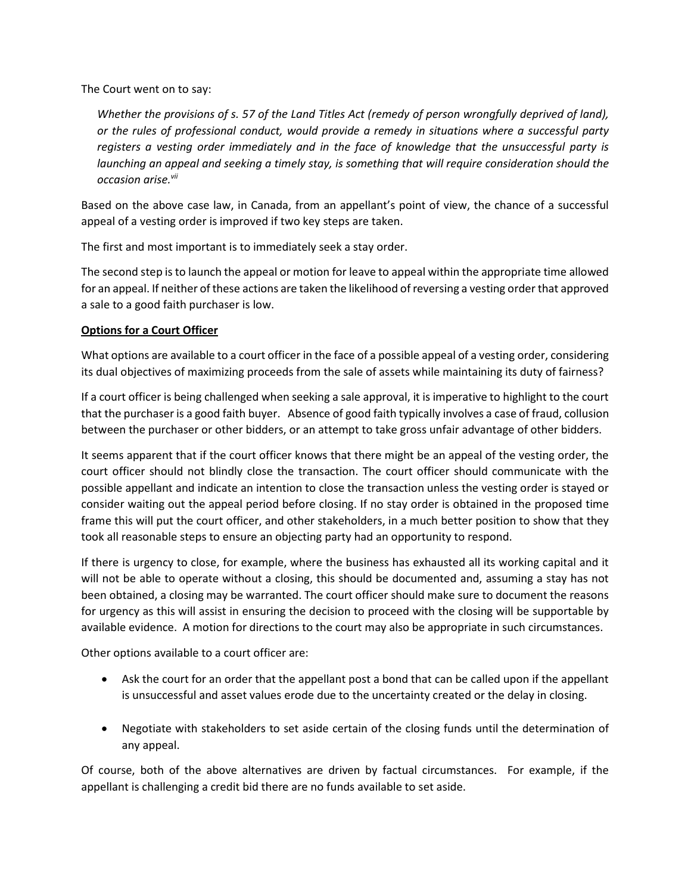The Court went on to say:

> *Whether the provisions of s. 57 of the Land Titles Act (remedy of person wrongfully deprived of land), or the rules of professional conduct, would provide a remedy in situations where a successful party registers a vesting order immediately and in the face of knowledge that the unsuccessful party is launching an appeal and seeking a timely stay, is something that will require consideration should the occasion arise.*[vii]

Based on the above case law, in Canada, from an appellant's point of view, the chance of a successful appeal of a vesting order is improved if two key steps are taken.

The first and most important is to immediately seek a stay order.

The second step is to launch the appeal or motion for leave to appeal within the appropriate time allowed for an appeal. If neither of these actions are taken the likelihood of reversing a vesting order that approved a sale to a good faith purchaser is low.

**<u>Options for a Court Officer</u>**

What options are available to a court officer in the face of a possible appeal of a vesting order, considering its dual objectives of maximizing proceeds from the sale of assets while maintaining its duty of fairness?

If a court officer is being challenged when seeking a sale approval, it is imperative to highlight to the court that the purchaser is a good faith buyer. Absence of good faith typically involves a case of fraud, collusion between the purchaser or other bidders, or an attempt to take gross unfair advantage of other bidders.

It seems apparent that if the court officer knows that there might be an appeal of the vesting order, the court officer should not blindly close the transaction. The court officer should communicate with the possible appellant and indicate an intention to close the transaction unless the vesting order is stayed or consider waiting out the appeal period before closing. If no stay order is obtained in the proposed time frame this will put the court officer, and other stakeholders, in a much better position to show that they took all reasonable steps to ensure an objecting party had an opportunity to respond.

If there is urgency to close, for example, where the business has exhausted all its working capital and it will not be able to operate without a closing, this should be documented and, assuming a stay has not been obtained, a closing may be warranted. The court officer should make sure to document the reasons for urgency as this will assist in ensuring the decision to proceed with the closing will be supportable by available evidence. A motion for directions to the court may also be appropriate in such circumstances.

Other options available to a court officer are:

- Ask the court for an order that the appellant post a bond that can be called upon if the appellant is unsuccessful and asset values erode due to the uncertainty created or the delay in closing.
- Negotiate with stakeholders to set aside certain of the closing funds until the determination of any appeal.

Of course, both of the above alternatives are driven by factual circumstances. For example, if the appellant is challenging a credit bid there are no funds available to set aside.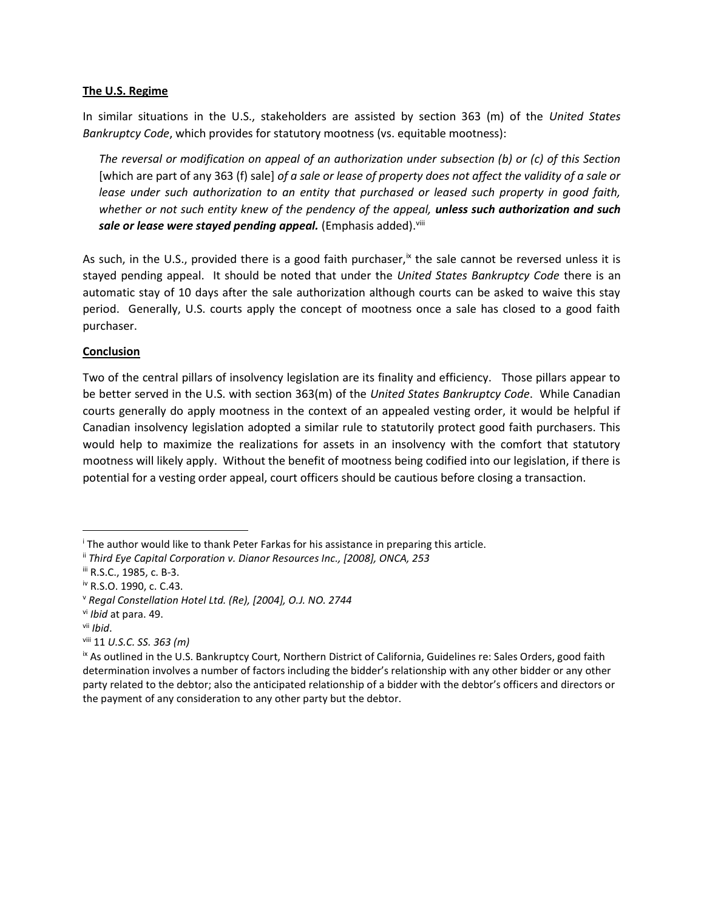**The U.S. Regime**

In similar situations in the U.S., stakeholders are assisted by section 363 (m) of the *United States Bankruptcy Code*, which provides for statutory mootness (vs. equitable mootness):

> *The reversal or modification on appeal of an authorization under subsection (b) or (c) of this Section* [which are part of any 363 (f) sale] *of a sale or lease of property does not affect the validity of a sale or lease under such authorization to an entity that purchased or leased such property in good faith, whether or not such entity knew of the pendency of the appeal,* ***unless such authorization and such sale or lease were stayed pending appeal.*** (Emphasis added).[viii]

As such, in the U.S., provided there is a good faith purchaser,[ix] the sale cannot be reversed unless it is stayed pending appeal. It should be noted that under the *United States Bankruptcy Code* there is an automatic stay of 10 days after the sale authorization although courts can be asked to waive this stay period. Generally, U.S. courts apply the concept of mootness once a sale has closed to a good faith purchaser.

**Conclusion**

Two of the central pillars of insolvency legislation are its finality and efficiency. Those pillars appear to be better served in the U.S. with section 363(m) of the *United States Bankruptcy Code*. While Canadian courts generally do apply mootness in the context of an appealed vesting order, it would be helpful if Canadian insolvency legislation adopted a similar rule to statutorily protect good faith purchasers. This would help to maximize the realizations for assets in an insolvency with the comfort that statutory mootness will likely apply. Without the benefit of mootness being codified into our legislation, if there is potential for a vesting order appeal, court officers should be cautious before closing a transaction.

---

[i] The author would like to thank Peter Farkas for his assistance in preparing this article.

[ii] *Third Eye Capital Corporation v. Dianor Resources Inc., [2008], ONCA, 253*

[iii] R.S.C., 1985, c. B-3.

[iv] R.S.O. 1990, c. C.43.

[v] *Regal Constellation Hotel Ltd. (Re), [2004], O.J. NO. 2744*

[vi] *Ibid* at para. 49.

[vii] *Ibid*.

[viii] 11 *U.S.C. SS. 363 (m)*

[ix] As outlined in the U.S. Bankruptcy Court, Northern District of California, Guidelines re: Sales Orders, good faith determination involves a number of factors including the bidder's relationship with any other bidder or any other party related to the debtor; also the anticipated relationship of a bidder with the debtor's officers and directors or the payment of any consideration to any other party but the debtor.